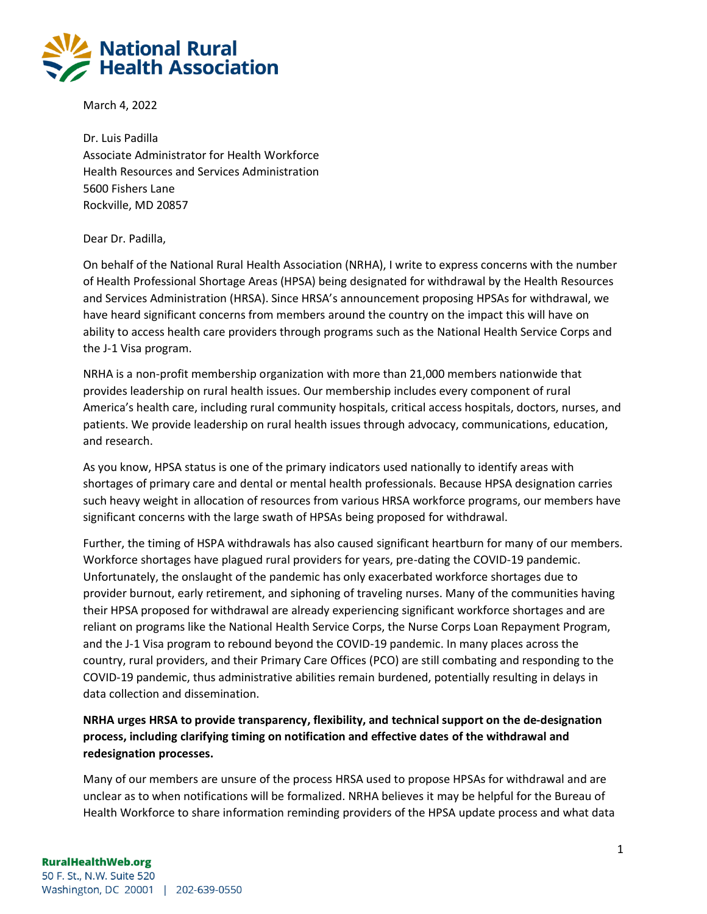March 4, 2022

Dr. Luis Padilla
Associate Administrator for Health Workforce
Health Resources and Services Administration
5600 Fishers Lane
Rockville, MD 20857

Dear Dr. Padilla,

On behalf of the National Rural Health Association (NRHA), I write to express concerns with the number of Health Professional Shortage Areas (HPSA) being designated for withdrawal by the Health Resources and Services Administration (HRSA). Since HRSA's announcement proposing HPSAs for withdrawal, we have heard significant concerns from members around the country on the impact this will have on ability to access health care providers through programs such as the National Health Service Corps and the J-1 Visa program.

NRHA is a non-profit membership organization with more than 21,000 members nationwide that provides leadership on rural health issues. Our membership includes every component of rural America's health care, including rural community hospitals, critical access hospitals, doctors, nurses, and patients. We provide leadership on rural health issues through advocacy, communications, education, and research.

As you know, HPSA status is one of the primary indicators used nationally to identify areas with shortages of primary care and dental or mental health professionals. Because HPSA designation carries such heavy weight in allocation of resources from various HRSA workforce programs, our members have significant concerns with the large swath of HPSAs being proposed for withdrawal.

Further, the timing of HSPA withdrawals has also caused significant heartburn for many of our members. Workforce shortages have plagued rural providers for years, pre-dating the COVID-19 pandemic. Unfortunately, the onslaught of the pandemic has only exacerbated workforce shortages due to provider burnout, early retirement, and siphoning of traveling nurses. Many of the communities having their HPSA proposed for withdrawal are already experiencing significant workforce shortages and are reliant on programs like the National Health Service Corps, the Nurse Corps Loan Repayment Program, and the J-1 Visa program to rebound beyond the COVID-19 pandemic. In many places across the country, rural providers, and their Primary Care Offices (PCO) are still combating and responding to the COVID-19 pandemic, thus administrative abilities remain burdened, potentially resulting in delays in data collection and dissemination.

**NRHA urges HRSA to provide transparency, flexibility, and technical support on the de-designation process, including clarifying timing on notification and effective dates of the withdrawal and redesignation processes.**

Many of our members are unsure of the process HRSA used to propose HPSAs for withdrawal and are unclear as to when notifications will be formalized. NRHA believes it may be helpful for the Bureau of Health Workforce to share information reminding providers of the HPSA update process and what data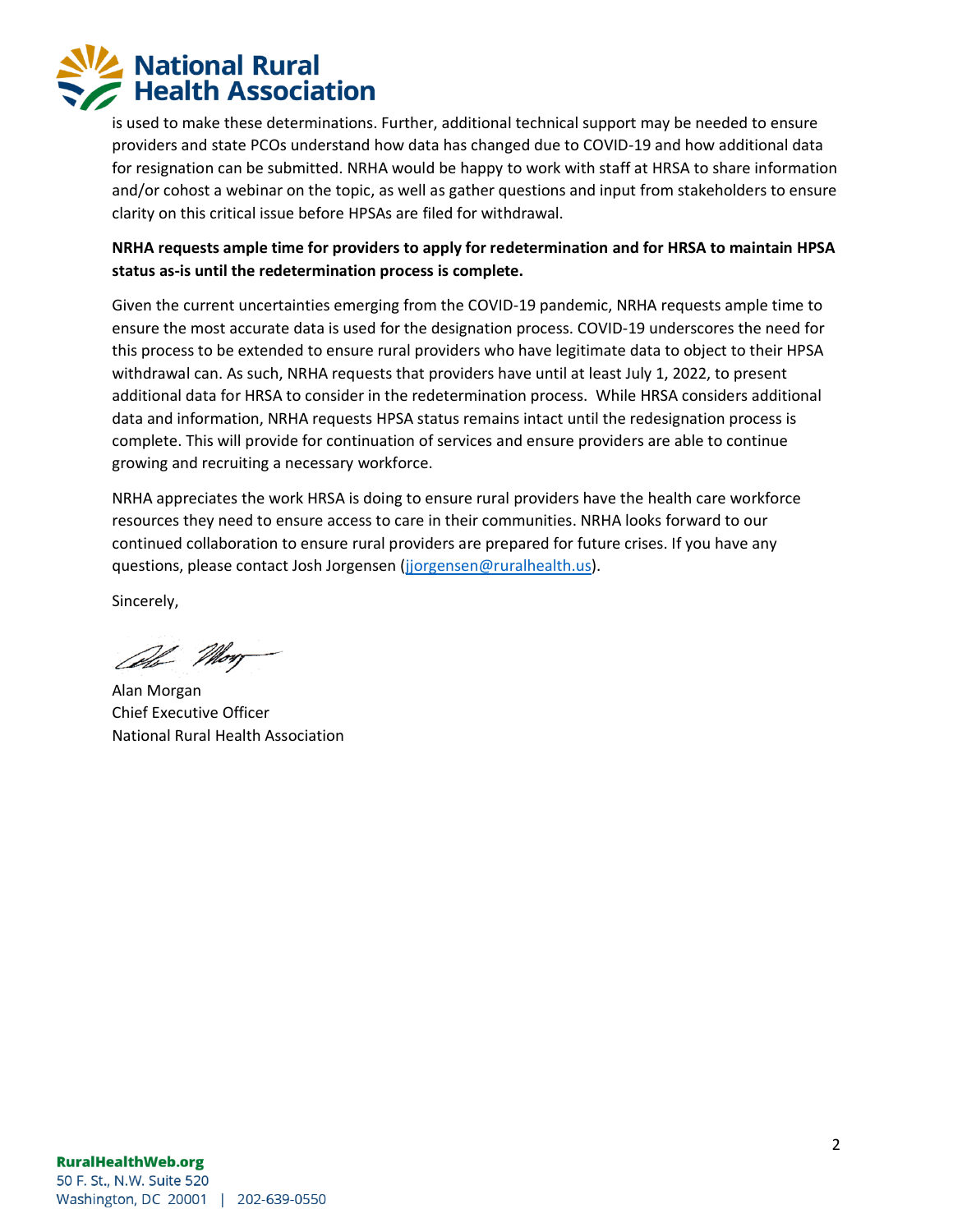is used to make these determinations. Further, additional technical support may be needed to ensure providers and state PCOs understand how data has changed due to COVID-19 and how additional data for resignation can be submitted. NRHA would be happy to work with staff at HRSA to share information and/or cohost a webinar on the topic, as well as gather questions and input from stakeholders to ensure clarity on this critical issue before HPSAs are filed for withdrawal.

**NRHA requests ample time for providers to apply for redetermination and for HRSA to maintain HPSA status as-is until the redetermination process is complete.**

Given the current uncertainties emerging from the COVID-19 pandemic, NRHA requests ample time to ensure the most accurate data is used for the designation process. COVID-19 underscores the need for this process to be extended to ensure rural providers who have legitimate data to object to their HPSA withdrawal can. As such, NRHA requests that providers have until at least July 1, 2022, to present additional data for HRSA to consider in the redetermination process. While HRSA considers additional data and information, NRHA requests HPSA status remains intact until the redesignation process is complete. This will provide for continuation of services and ensure providers are able to continue growing and recruiting a necessary workforce.

NRHA appreciates the work HRSA is doing to ensure rural providers have the health care workforce resources they need to ensure access to care in their communities. NRHA looks forward to our continued collaboration to ensure rural providers are prepared for future crises. If you have any questions, please contact Josh Jorgensen (jjorgensen@ruralhealth.us).

Sincerely,

Alan Morgan
Chief Executive Officer
National Rural Health Association

RuralHealthWeb.org
50 F. St., N.W. Suite 520
Washington, DC 20001 | 202-639-0550